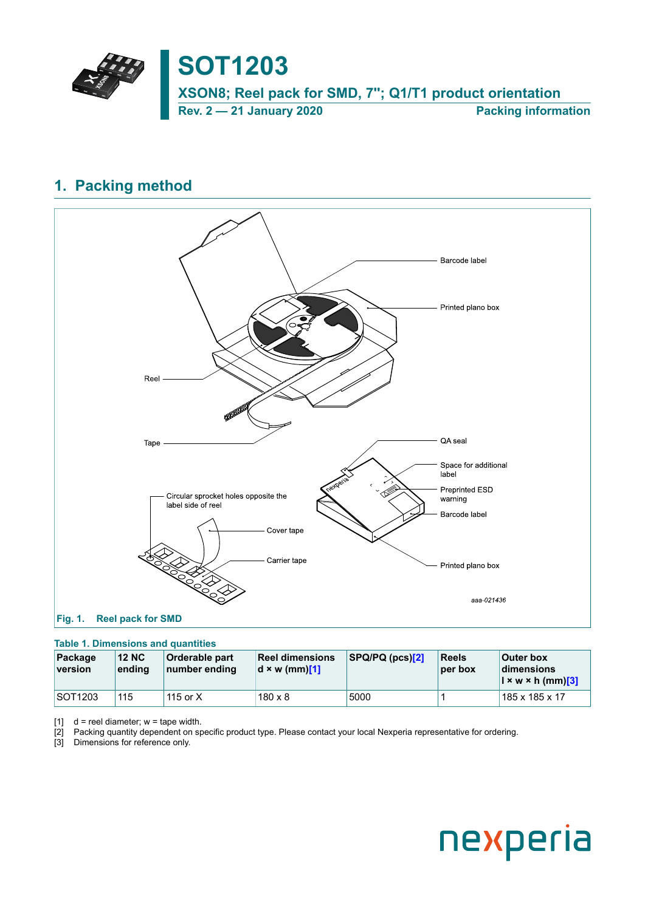# SOT1203

## XSON8; Reel pack for SMD, 7"; Q1/T1 product orientation

Rev. 2 — 21 January 2020 Packing information

## 1. Packing method

Fig. 1. Reel pack for SMD

**Table 1. Dimensions and quantities**

| Package version | 12 NC ending | Orderable part number ending | Reel dimensions d × w (mm)[1] | SPQ/PQ (pcs)[2] | Reels per box | Outer box dimensions l × w × h (mm)[3] |
|---|---|---|---|---|---|---|
| SOT1203 | 115 | 115 or X | 180 x 8 | 5000 | 1 | 185 x 185 x 17 |

[1] d = reel diameter; w = tape width.
[2] Packing quantity dependent on specific product type. Please contact your local Nexperia representative for ordering.
[3] Dimensions for reference only.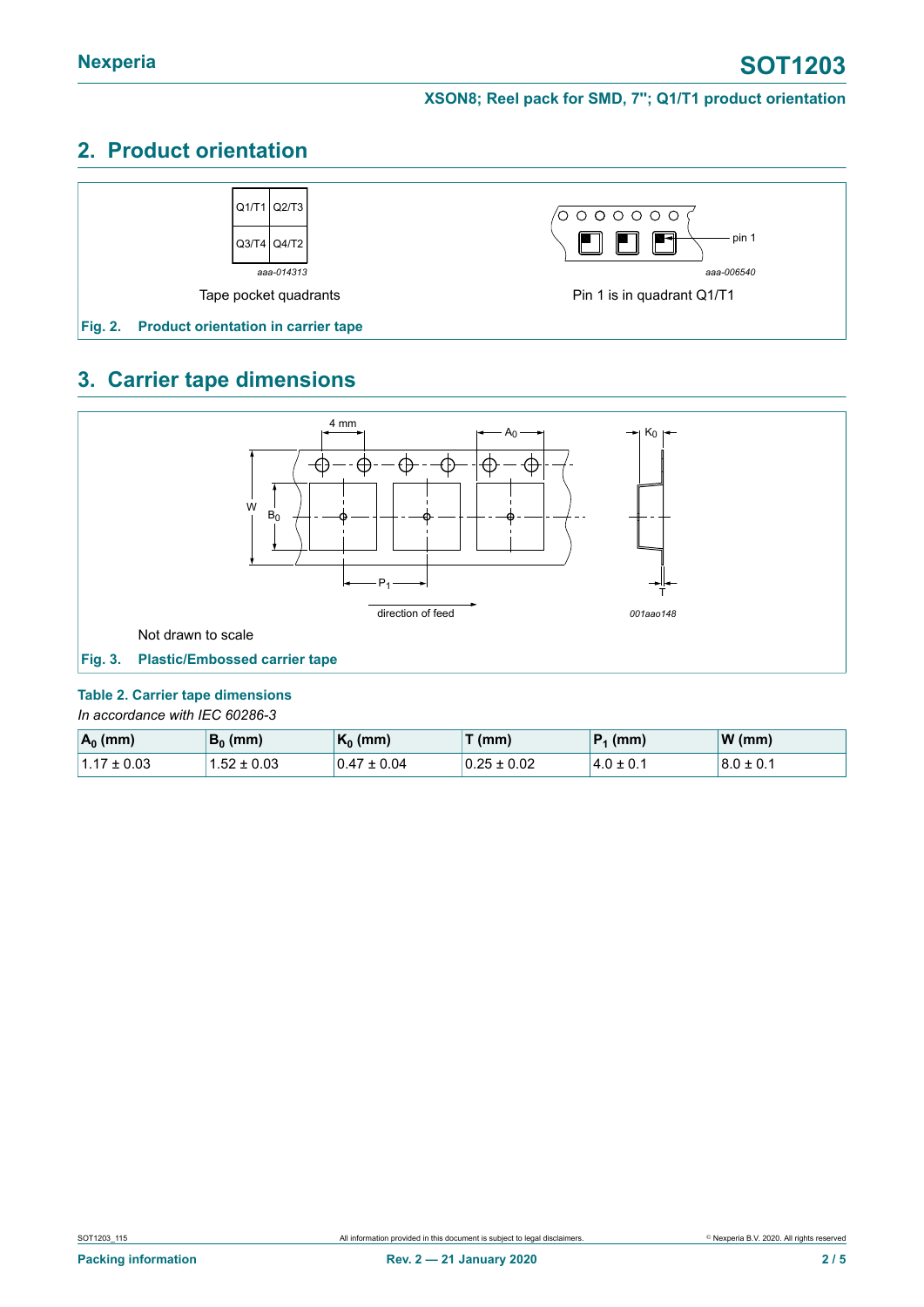## 2. Product orientation

Tape pocket quadrants

Pin 1 is in quadrant Q1/T1

Fig. 2. Product orientation in carrier tape

## 3. Carrier tape dimensions

Not drawn to scale

Fig. 3. Plastic/Embossed carrier tape

**Table 2. Carrier tape dimensions**

*In accordance with IEC 60286-3*

| $A_0$ (mm) | $B_0$ (mm) | $K_0$ (mm) | T (mm) | $P_1$ (mm) | W (mm) |
|---|---|---|---|---|---|
| 1.17 ± 0.03 | 1.52 ± 0.03 | 0.47 ± 0.04 | 0.25 ± 0.02 | 4.0 ± 0.1 | 8.0 ± 0.1 |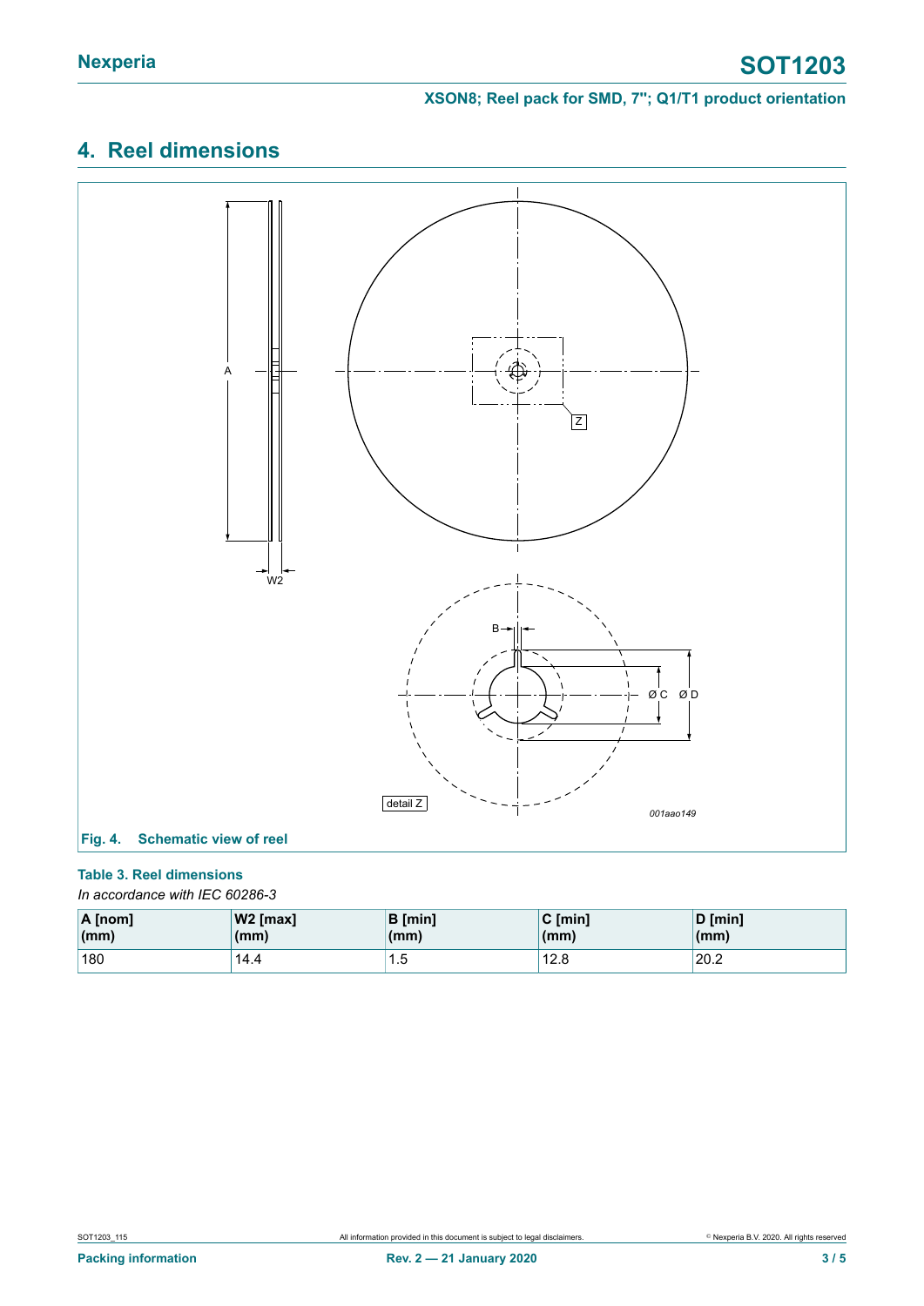## 4. Reel dimensions

Fig. 4. Schematic view of reel

**Table 3. Reel dimensions**

*In accordance with IEC 60286-3*

| A [nom] (mm) | W2 [max] (mm) | B [min] (mm) | C [min] (mm) | D [min] (mm) |
|---|---|---|---|---|
| 180 | 14.4 | 1.5 | 12.8 | 20.2 |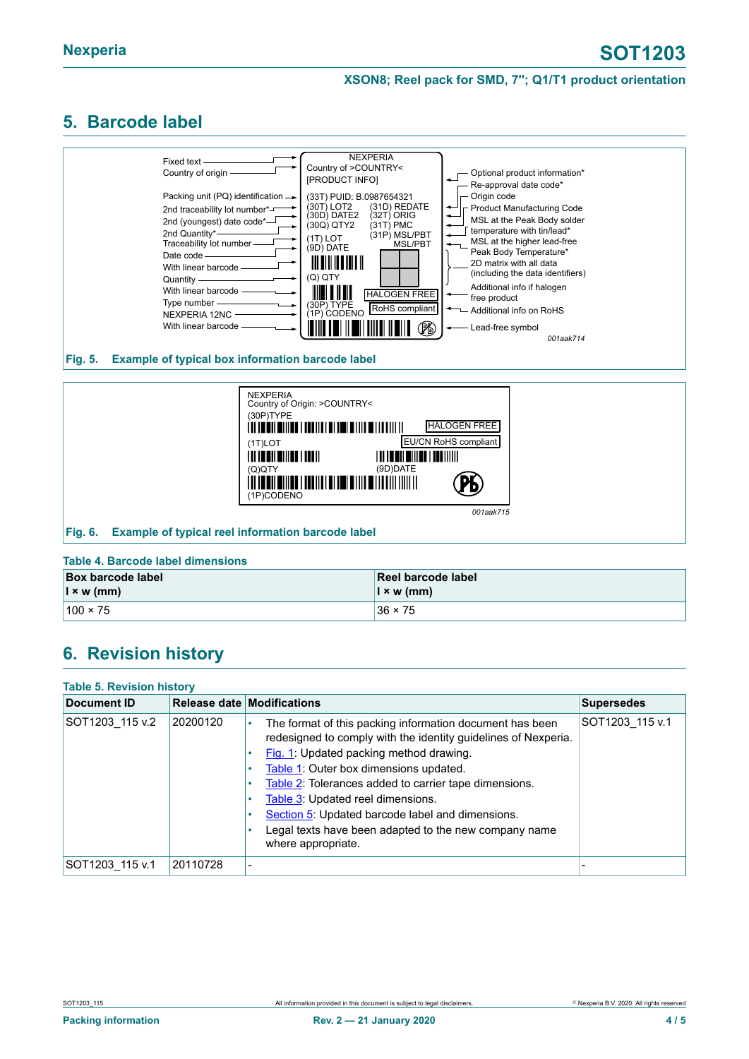## 5. Barcode label

Fig. 5. Example of typical box information barcode label

Fig. 6. Example of typical reel information barcode label

**Table 4. Barcode label dimensions**

| Box barcode label l × w (mm) | Reel barcode label l × w (mm) |
|---|---|
| 100 × 75 | 36 × 75 |

## 6. Revision history

**Table 5. Revision history**

| Document ID | Release date | Modifications | Supersedes |
|---|---|---|---|
| SOT1203_115 v.2 | 20200120 | • The format of this packing information document has been redesigned to comply with the identity guidelines of Nexperia. • Fig. 1: Updated packing method drawing. • Table 1: Outer box dimensions updated. • Table 2: Tolerances added to carrier tape dimensions. • Table 3: Updated reel dimensions. • Section 5: Updated barcode label and dimensions. • Legal texts have been adapted to the new company name where appropriate. | SOT1203_115 v.1 |
| SOT1203_115 v.1 | 20110728 | - | - |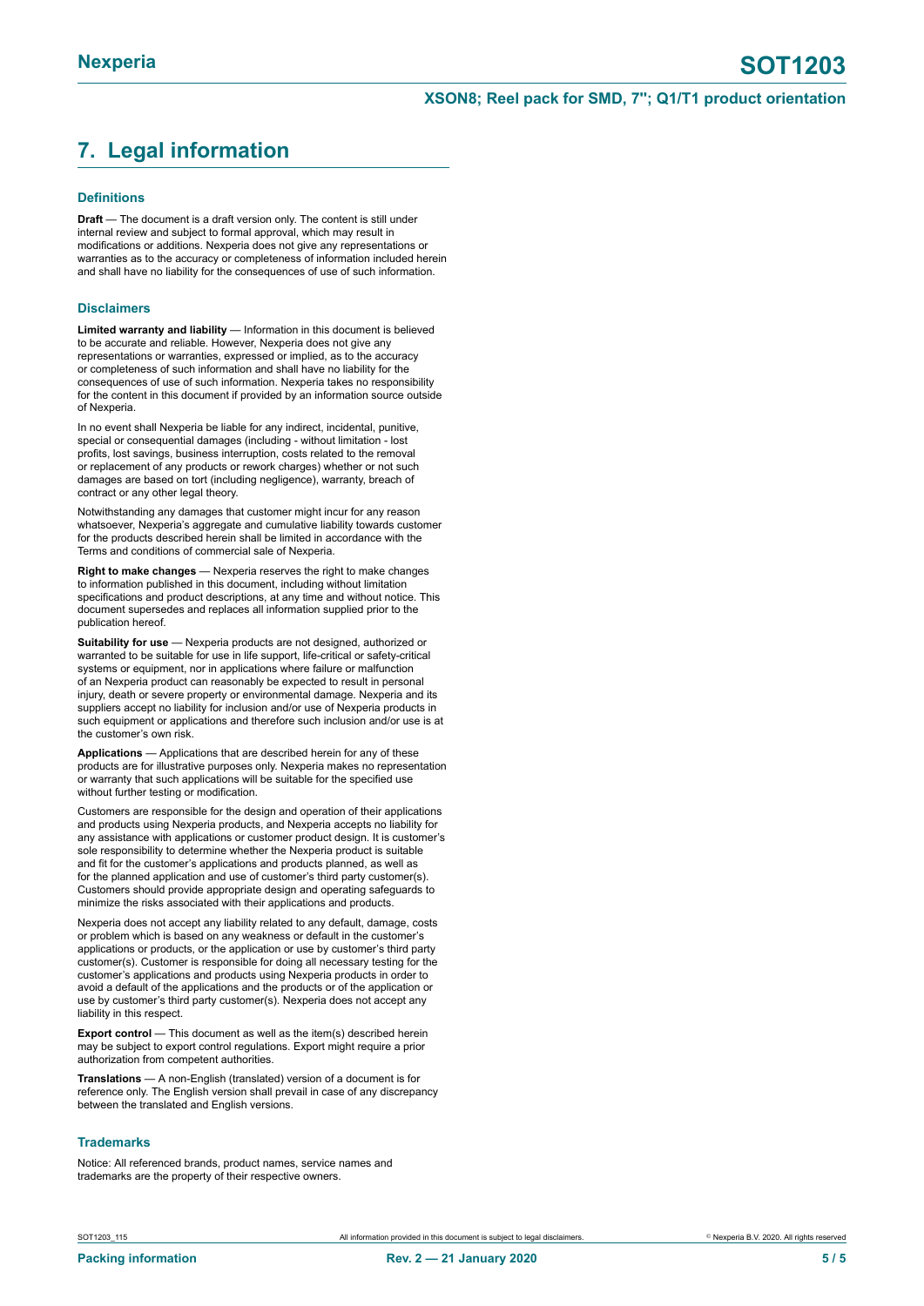## 7. Legal information

### Definitions

**Draft** — The document is a draft version only. The content is still under internal review and subject to formal approval, which may result in modifications or additions. Nexperia does not give any representations or warranties as to the accuracy or completeness of information included herein and shall have no liability for the consequences of use of such information.

### Disclaimers

**Limited warranty and liability** — Information in this document is believed to be accurate and reliable. However, Nexperia does not give any representations or warranties, expressed or implied, as to the accuracy or completeness of such information and shall have no liability for the consequences of use of such information. Nexperia takes no responsibility for the content in this document if provided by an information source outside of Nexperia.

In no event shall Nexperia be liable for any indirect, incidental, punitive, special or consequential damages (including - without limitation - lost profits, lost savings, business interruption, costs related to the removal or replacement of any products or rework charges) whether or not such damages are based on tort (including negligence), warranty, breach of contract or any other legal theory.

Notwithstanding any damages that customer might incur for any reason whatsoever, Nexperia's aggregate and cumulative liability towards customer for the products described herein shall be limited in accordance with the Terms and conditions of commercial sale of Nexperia.

**Right to make changes** — Nexperia reserves the right to make changes to information published in this document, including without limitation specifications and product descriptions, at any time and without notice. This document supersedes and replaces all information supplied prior to the publication hereof.

**Suitability for use** — Nexperia products are not designed, authorized or warranted to be suitable for use in life support, life-critical or safety-critical systems or equipment, nor in applications where failure or malfunction of an Nexperia product can reasonably be expected to result in personal injury, death or severe property or environmental damage. Nexperia and its suppliers accept no liability for inclusion and/or use of Nexperia products in such equipment or applications and therefore such inclusion and/or use is at the customer's own risk.

**Applications** — Applications that are described herein for any of these products are for illustrative purposes only. Nexperia makes no representation or warranty that such applications will be suitable for the specified use without further testing or modification.

Customers are responsible for the design and operation of their applications and products using Nexperia products, and Nexperia accepts no liability for any assistance with applications or customer product design. It is customer's sole responsibility to determine whether the Nexperia product is suitable and fit for the customer's applications and products planned, as well as for the planned application and use of customer's third party customer(s). Customers should provide appropriate design and operating safeguards to minimize the risks associated with their applications and products.

Nexperia does not accept any liability related to any default, damage, costs or problem which is based on any weakness or default in the customer's applications or products, or the application or use by customer's third party customer(s). Customer is responsible for doing all necessary testing for the customer's applications and products using Nexperia products in order to avoid a default of the applications and the products or of the application or use by customer's third party customer(s). Nexperia does not accept any liability in this respect.

**Export control** — This document as well as the item(s) described herein may be subject to export control regulations. Export might require a prior authorization from competent authorities.

**Translations** — A non-English (translated) version of a document is for reference only. The English version shall prevail in case of any discrepancy between the translated and English versions.

### Trademarks

Notice: All referenced brands, product names, service names and trademarks are the property of their respective owners.